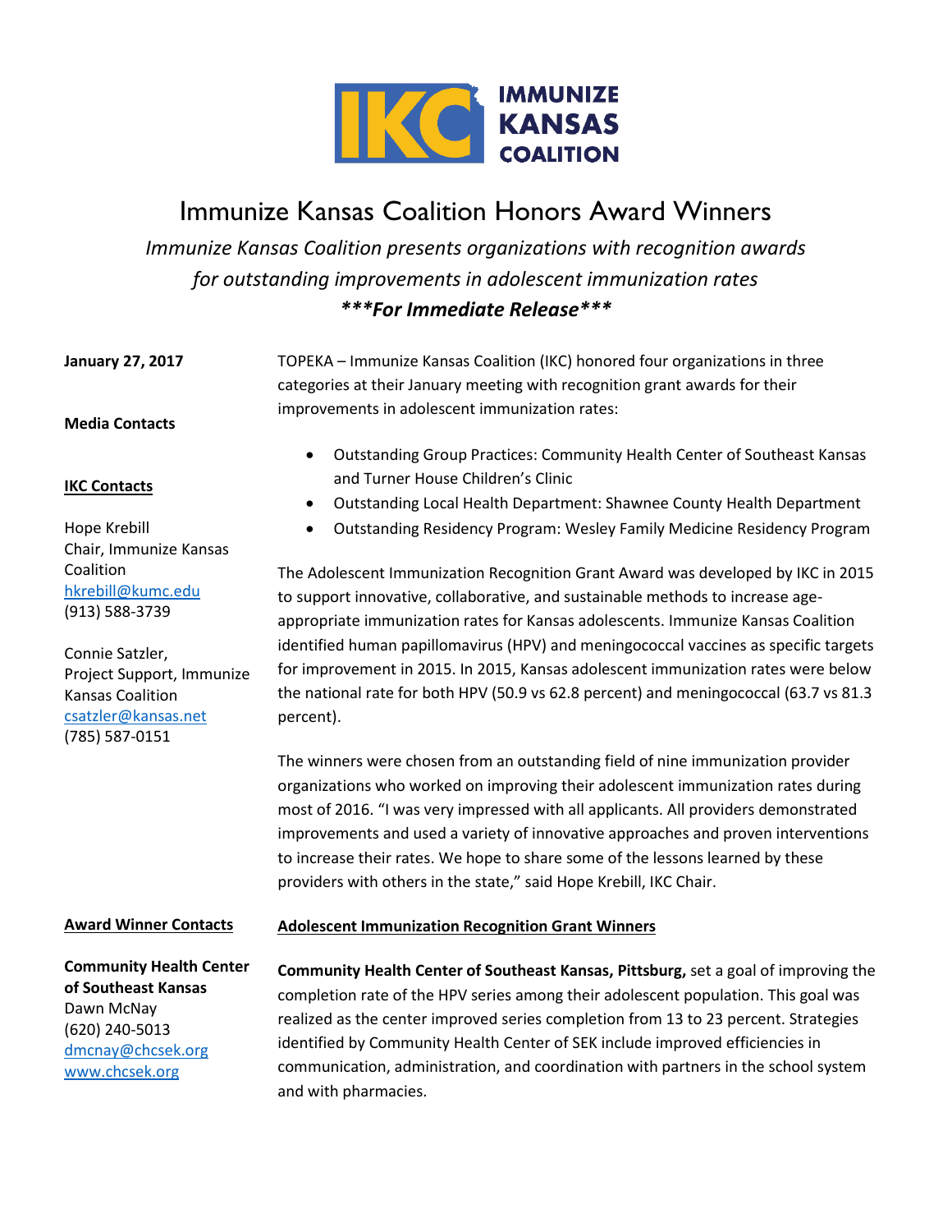IMMUNIZE KANSAS COALITION

# Immunize Kansas Coalition Honors Award Winners

*Immunize Kansas Coalition presents organizations with recognition awards for outstanding improvements in adolescent immunization rates*

***\*\*\*For Immediate Release\*\*\****

**January 27, 2017**

**Media Contacts**

**IKC Contacts**

Hope Krebill
Chair, Immunize Kansas Coalition
hkrebill@kumc.edu
(913) 588-3739

Connie Satzler,
Project Support, Immunize Kansas Coalition
csatzler@kansas.net
(785) 587-0151

TOPEKA – Immunize Kansas Coalition (IKC) honored four organizations in three categories at their January meeting with recognition grant awards for their improvements in adolescent immunization rates:

- Outstanding Group Practices: Community Health Center of Southeast Kansas and Turner House Children's Clinic
- Outstanding Local Health Department: Shawnee County Health Department
- Outstanding Residency Program: Wesley Family Medicine Residency Program

The Adolescent Immunization Recognition Grant Award was developed by IKC in 2015 to support innovative, collaborative, and sustainable methods to increase age-appropriate immunization rates for Kansas adolescents. Immunize Kansas Coalition identified human papillomavirus (HPV) and meningococcal vaccines as specific targets for improvement in 2015. In 2015, Kansas adolescent immunization rates were below the national rate for both HPV (50.9 vs 62.8 percent) and meningococcal (63.7 vs 81.3 percent).

The winners were chosen from an outstanding field of nine immunization provider organizations who worked on improving their adolescent immunization rates during most of 2016. "I was very impressed with all applicants. All providers demonstrated improvements and used a variety of innovative approaches and proven interventions to increase their rates. We hope to share some of the lessons learned by these providers with others in the state," said Hope Krebill, IKC Chair.

**Award Winner Contacts**

**Community Health Center of Southeast Kansas**
Dawn McNay
(620) 240-5013
dmcnay@chcsek.org
www.chcsek.org

## Adolescent Immunization Recognition Grant Winners

**Community Health Center of Southeast Kansas, Pittsburg,** set a goal of improving the completion rate of the HPV series among their adolescent population. This goal was realized as the center improved series completion from 13 to 23 percent. Strategies identified by Community Health Center of SEK include improved efficiencies in communication, administration, and coordination with partners in the school system and with pharmacies.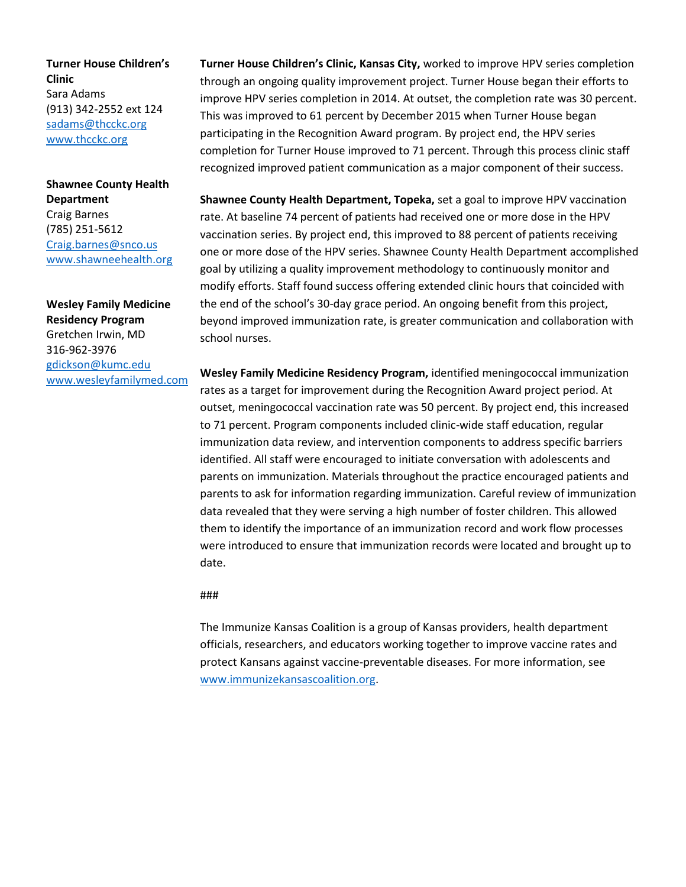**Turner House Children's Clinic**
Sara Adams
(913) 342-2552 ext 124
sadams@thcckc.org
www.thcckc.org

**Shawnee County Health Department**
Craig Barnes
(785) 251-5612
Craig.barnes@snco.us
www.shawneehealth.org

**Wesley Family Medicine Residency Program**
Gretchen Irwin, MD
316-962-3976
gdickson@kumc.edu
www.wesleyfamilymed.com

**Turner House Children's Clinic, Kansas City,** worked to improve HPV series completion through an ongoing quality improvement project. Turner House began their efforts to improve HPV series completion in 2014. At outset, the completion rate was 30 percent. This was improved to 61 percent by December 2015 when Turner House began participating in the Recognition Award program. By project end, the HPV series completion for Turner House improved to 71 percent. Through this process clinic staff recognized improved patient communication as a major component of their success.

**Shawnee County Health Department, Topeka,** set a goal to improve HPV vaccination rate. At baseline 74 percent of patients had received one or more dose in the HPV vaccination series. By project end, this improved to 88 percent of patients receiving one or more dose of the HPV series. Shawnee County Health Department accomplished goal by utilizing a quality improvement methodology to continuously monitor and modify efforts. Staff found success offering extended clinic hours that coincided with the end of the school's 30-day grace period. An ongoing benefit from this project, beyond improved immunization rate, is greater communication and collaboration with school nurses.

**Wesley Family Medicine Residency Program,** identified meningococcal immunization rates as a target for improvement during the Recognition Award project period. At outset, meningococcal vaccination rate was 50 percent. By project end, this increased to 71 percent. Program components included clinic-wide staff education, regular immunization data review, and intervention components to address specific barriers identified. All staff were encouraged to initiate conversation with adolescents and parents on immunization. Materials throughout the practice encouraged patients and parents to ask for information regarding immunization. Careful review of immunization data revealed that they were serving a high number of foster children. This allowed them to identify the importance of an immunization record and work flow processes were introduced to ensure that immunization records were located and brought up to date.

###

The Immunize Kansas Coalition is a group of Kansas providers, health department officials, researchers, and educators working together to improve vaccine rates and protect Kansans against vaccine-preventable diseases. For more information, see www.immunizekansascoalition.org.